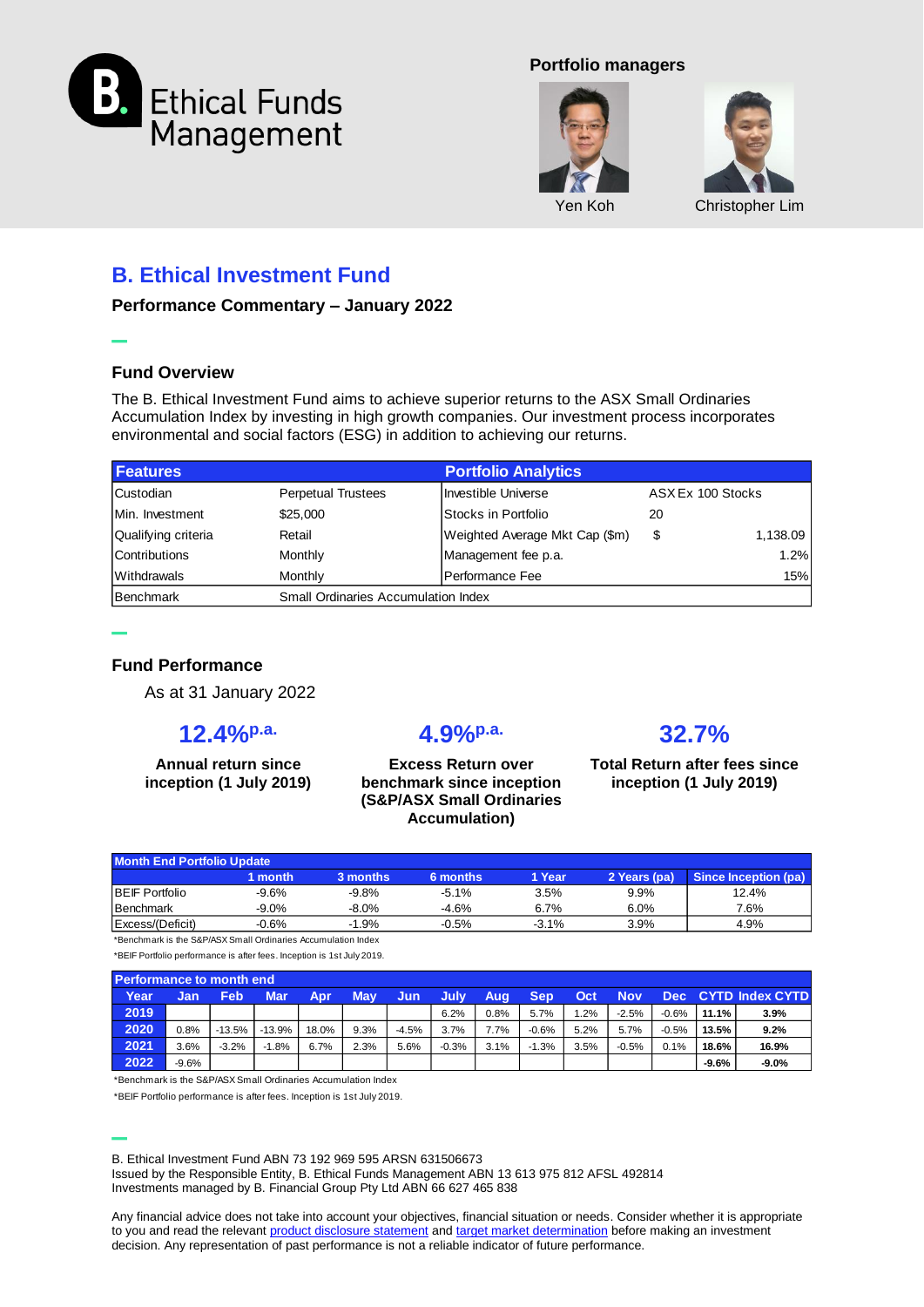B. Ethical Funds Management

**Portfolio managers**

Yen Koh    Christopher Lim

# B. Ethical Investment Fund

**Performance Commentary – January 2022**

## Fund Overview

The B. Ethical Investment Fund aims to achieve superior returns to the ASX Small Ordinaries Accumulation Index by investing in high growth companies. Our investment process incorporates environmental and social factors (ESG) in addition to achieving our returns.

| Features | | Portfolio Analytics | |
|---|---|---|---|
| Custodian | Perpetual Trustees | Investible Universe | ASX Ex 100 Stocks |
| Min. Investment | $25,000 | Stocks in Portfolio | 20 |
| Qualifying criteria | Retail | Weighted Average Mkt Cap ($m) | $ 1,138.09 |
| Contributions | Monthly | Management fee p.a. | 1.2% |
| Withdrawals | Monthly | Performance Fee | 15% |
| Benchmark | Small Ordinaries Accumulation Index | | |

## Fund Performance

As at 31 January 2022

**12.4%** p.a.
**Annual return since inception (1 July 2019)**

**4.9%** p.a.
**Excess Return over benchmark since inception (S&P/ASX Small Ordinaries Accumulation)**

**32.7%**
**Total Return after fees since inception (1 July 2019)**

| Month End Portfolio Update | 1 month | 3 months | 6 months | 1 Year | 2 Years (pa) | Since Inception (pa) |
|---|---|---|---|---|---|---|
| BEIF Portfolio | -9.6% | -9.8% | -5.1% | 3.5% | 9.9% | 12.4% |
| Benchmark | -9.0% | -8.0% | -4.6% | 6.7% | 6.0% | 7.6% |
| Excess/(Deficit) | -0.6% | -1.9% | -0.5% | -3.1% | 3.9% | 4.9% |

*Benchmark is the S&P/ASX Small Ordinaries Accumulation Index

*BEIF Portfolio performance is after fees. Inception is 1st July 2019.

**Performance to month end**

| Year | Jan | Feb | Mar | Apr | May | Jun | July | Aug | Sep | Oct | Nov | Dec | CYTD | Index CYTD |
|---|---|---|---|---|---|---|---|---|---|---|---|---|---|---|
| 2019 | | | | | | | 6.2% | 0.8% | 5.7% | 1.2% | -2.5% | -0.6% | **11.1%** | **3.9%** |
| 2020 | 0.8% | -13.5% | -13.9% | 18.0% | 9.3% | -4.5% | 3.7% | 7.7% | -0.6% | 5.2% | 5.7% | -0.5% | **13.5%** | **9.2%** |
| 2021 | 3.6% | -3.2% | -1.8% | 6.7% | 2.3% | 5.6% | -0.3% | 3.1% | -1.3% | 3.5% | -0.5% | 0.1% | **18.6%** | **16.9%** |
| 2022 | -9.6% | | | | | | | | | | | | **-9.6%** | **-9.0%** |

*Benchmark is the S&P/ASX Small Ordinaries Accumulation Index

*BEIF Portfolio performance is after fees. Inception is 1st July 2019.

B. Ethical Investment Fund ABN 73 192 969 595 ARSN 631506673
Issued by the Responsible Entity, B. Ethical Funds Management ABN 13 613 975 812 AFSL 492814
Investments managed by B. Financial Group Pty Ltd ABN 66 627 465 838

Any financial advice does not take into account your objectives, financial situation or needs. Consider whether it is appropriate to you and read the relevant product disclosure statement and target market determination before making an investment decision. Any representation of past performance is not a reliable indicator of future performance.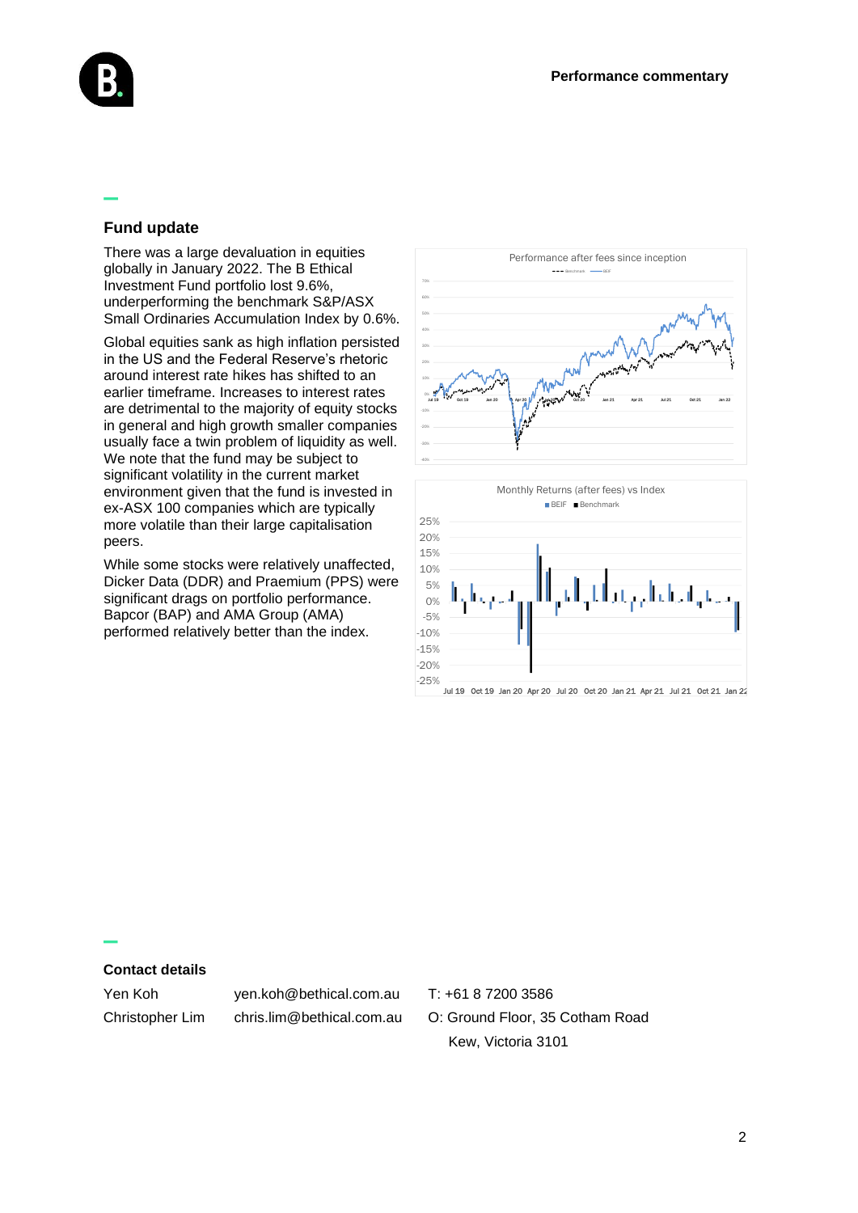## Fund update

There was a large devaluation in equities globally in January 2022. The B Ethical Investment Fund portfolio lost 9.6%, underperforming the benchmark S&P/ASX Small Ordinaries Accumulation Index by 0.6%.

Global equities sank as high inflation persisted in the US and the Federal Reserve's rhetoric around interest rate hikes has shifted to an earlier timeframe. Increases to interest rates are detrimental to the majority of equity stocks in general and high growth smaller companies usually face a twin problem of liquidity as well. We note that the fund may be subject to significant volatility in the current market environment given that the fund is invested in ex-ASX 100 companies which are typically more volatile than their large capitalisation peers.

While some stocks were relatively unaffected, Dicker Data (DDR) and Praemium (PPS) were significant drags on portfolio performance. Bapcor (BAP) and AMA Group (AMA) performed relatively better than the index.

Performance after fees since inception

Benchmark BEIF

70%
60%
50%
40%
30%
20%
10%
0%
-10%
-20%
-30%
-40%

Jul 19 Oct 19 Jan 20 Apr 20 Jul 20 Oct 20 Jan 21 Apr 21 Jul 21 Oct 21 Jan 22

Monthly Returns (after fees) vs Index

BEIF Benchmark

25%
20%
15%
10%
5%
0%
-5%
-10%
-15%
-20%
-25%

Jul 19 Oct 19 Jan 20 Apr 20 Jul 20 Oct 20 Jan 21 Apr 21 Jul 21 Oct 21 Jan 22

## Contact details

| | | |
|---|---|---|
| Yen Koh | yen.koh@bethical.com.au | T: +61 8 7200 3586 |
| Christopher Lim | chris.lim@bethical.com.au | O: Ground Floor, 35 Cotham Road |
| | | Kew, Victoria 3101 |